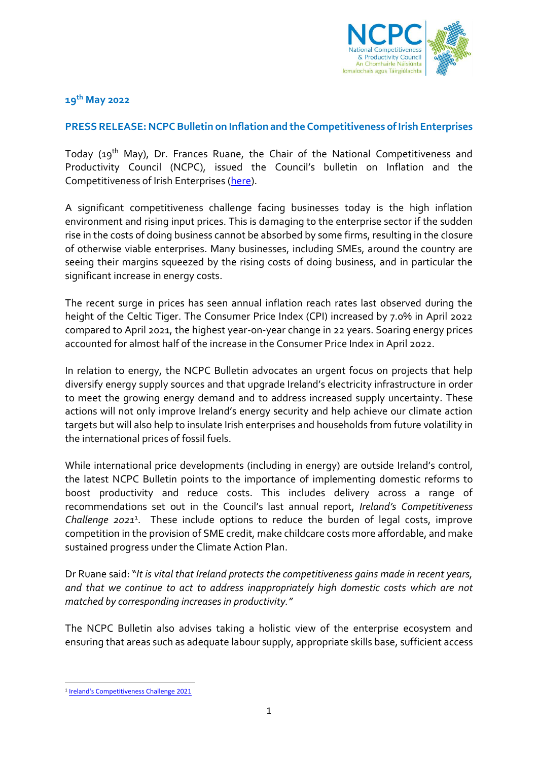**19th May 2022**

## PRESS RELEASE: NCPC Bulletin on Inflation and the Competitiveness of Irish Enterprises

Today (19th May), Dr. Frances Ruane, the Chair of the National Competitiveness and Productivity Council (NCPC), issued the Council's bulletin on Inflation and the Competitiveness of Irish Enterprises (here).

A significant competitiveness challenge facing businesses today is the high inflation environment and rising input prices. This is damaging to the enterprise sector if the sudden rise in the costs of doing business cannot be absorbed by some firms, resulting in the closure of otherwise viable enterprises. Many businesses, including SMEs, around the country are seeing their margins squeezed by the rising costs of doing business, and in particular the significant increase in energy costs.

The recent surge in prices has seen annual inflation reach rates last observed during the height of the Celtic Tiger. The Consumer Price Index (CPI) increased by 7.0% in April 2022 compared to April 2021, the highest year-on-year change in 22 years. Soaring energy prices accounted for almost half of the increase in the Consumer Price Index in April 2022.

In relation to energy, the NCPC Bulletin advocates an urgent focus on projects that help diversify energy supply sources and that upgrade Ireland's electricity infrastructure in order to meet the growing energy demand and to address increased supply uncertainty. These actions will not only improve Ireland's energy security and help achieve our climate action targets but will also help to insulate Irish enterprises and households from future volatility in the international prices of fossil fuels.

While international price developments (including in energy) are outside Ireland's control, the latest NCPC Bulletin points to the importance of implementing domestic reforms to boost productivity and reduce costs. This includes delivery across a range of recommendations set out in the Council's last annual report, *Ireland's Competitiveness Challenge 2021*[1]. These include options to reduce the burden of legal costs, improve competition in the provision of SME credit, make childcare costs more affordable, and make sustained progress under the Climate Action Plan.

Dr Ruane said: "*It is vital that Ireland protects the competitiveness gains made in recent years, and that we continue to act to address inappropriately high domestic costs which are not matched by corresponding increases in productivity.*"

The NCPC Bulletin also advises taking a holistic view of the enterprise ecosystem and ensuring that areas such as adequate labour supply, appropriate skills base, sufficient access

---

[1] Ireland's Competitiveness Challenge 2021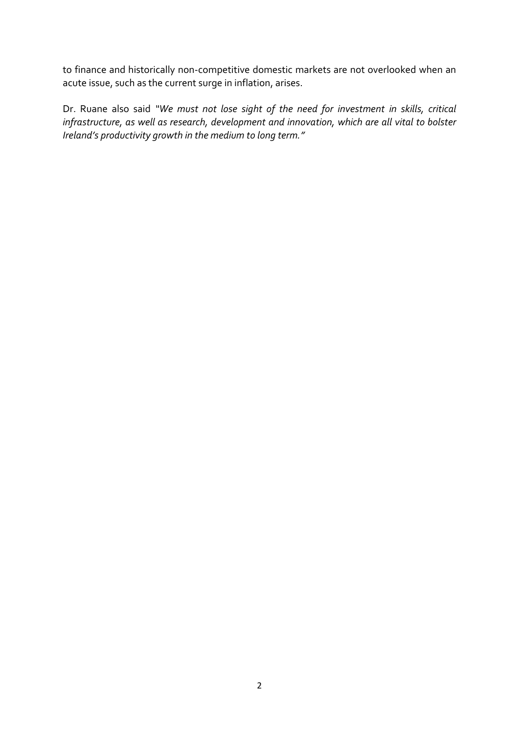to finance and historically non-competitive domestic markets are not overlooked when an acute issue, such as the current surge in inflation, arises.

Dr. Ruane also said *"We must not lose sight of the need for investment in skills, critical infrastructure, as well as research, development and innovation, which are all vital to bolster Ireland's productivity growth in the medium to long term."*